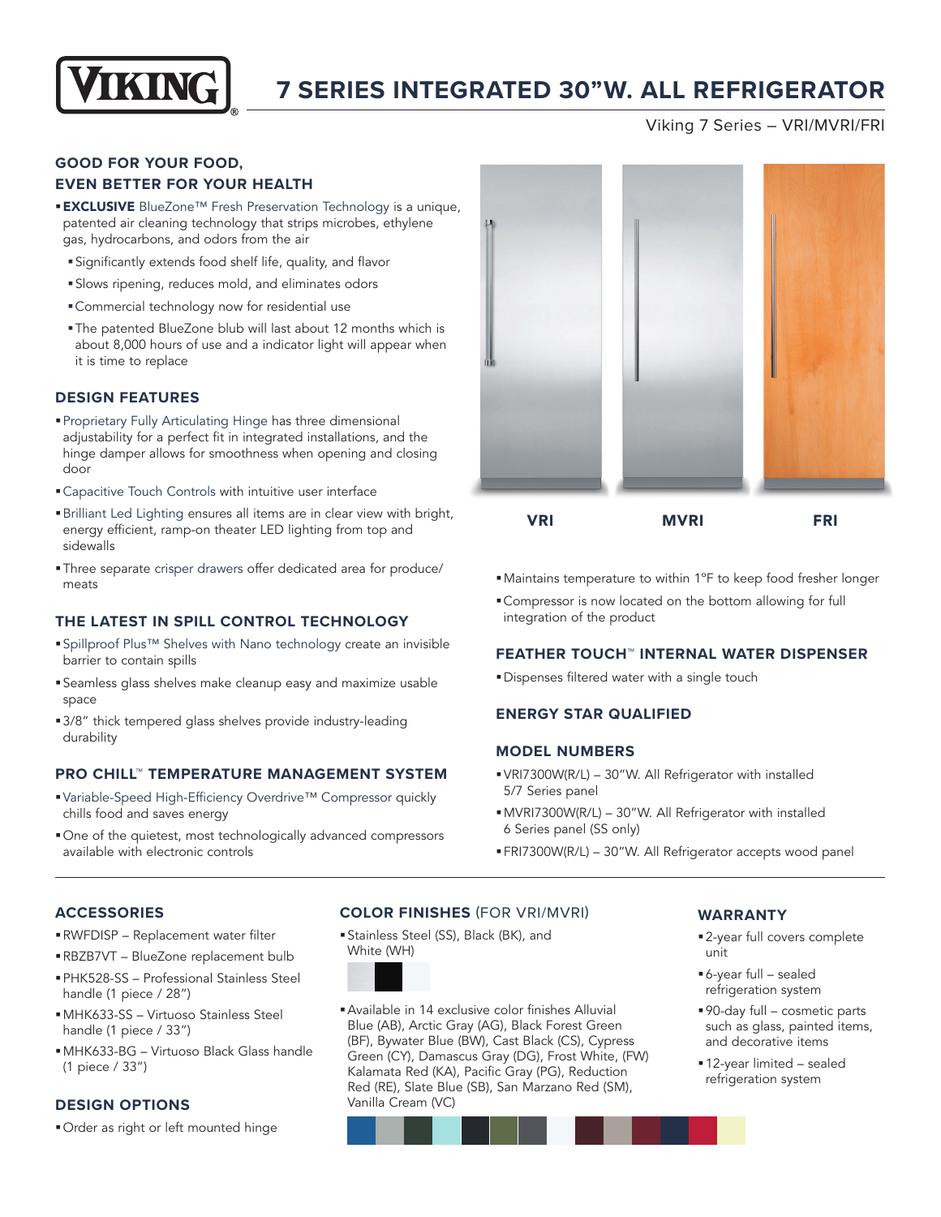# 7 SERIES INTEGRATED 30"W. ALL REFRIGERATOR

Viking 7 Series – VRI/MVRI/FRI

## GOOD FOR YOUR FOOD, EVEN BETTER FOR YOUR HEALTH

- **EXCLUSIVE** BlueZone™ Fresh Preservation Technology is a unique, patented air cleaning technology that strips microbes, ethylene gas, hydrocarbons, and odors from the air
  - Significantly extends food shelf life, quality, and flavor
  - Slows ripening, reduces mold, and eliminates odors
  - Commercial technology now for residential use
  - The patented BlueZone blub will last about 12 months which is about 8,000 hours of use and a indicator light will appear when it is time to replace

## DESIGN FEATURES

- Proprietary Fully Articulating Hinge has three dimensional adjustability for a perfect fit in integrated installations, and the hinge damper allows for smoothness when opening and closing door
- Capacitive Touch Controls with intuitive user interface
- Brilliant Led Lighting ensures all items are in clear view with bright, energy efficient, ramp-on theater LED lighting from top and sidewalls
- Three separate crisper drawers offer dedicated area for produce/meats

## THE LATEST IN SPILL CONTROL TECHNOLOGY

- Spillproof Plus™ Shelves with Nano technology create an invisible barrier to contain spills
- Seamless glass shelves make cleanup easy and maximize usable space
- 3/8" thick tempered glass shelves provide industry-leading durability

## PRO CHILL™ TEMPERATURE MANAGEMENT SYSTEM

- Variable-Speed High-Efficiency Overdrive™ Compressor quickly chills food and saves energy
- One of the quietest, most technologically advanced compressors available with electronic controls

VRI MVRI FRI

- Maintains temperature to within 1°F to keep food fresher longer
- Compressor is now located on the bottom allowing for full integration of the product

## FEATHER TOUCH™ INTERNAL WATER DISPENSER

- Dispenses filtered water with a single touch

## ENERGY STAR QUALIFIED

## MODEL NUMBERS

- VRI7300W(R/L) – 30"W. All Refrigerator with installed 5/7 Series panel
- MVRI7300W(R/L) – 30"W. All Refrigerator with installed 6 Series panel (SS only)
- FRI7300W(R/L) – 30"W. All Refrigerator accepts wood panel

## ACCESSORIES

- RWFDISP – Replacement water filter
- RBZB7VT – BlueZone replacement bulb
- PHK528-SS – Professional Stainless Steel handle (1 piece / 28")
- MHK633-SS – Virtuoso Stainless Steel handle (1 piece / 33")
- MHK633-BG – Virtuoso Black Glass handle (1 piece / 33")

## DESIGN OPTIONS

- Order as right or left mounted hinge

## COLOR FINISHES (FOR VRI/MVRI)

- Stainless Steel (SS), Black (BK), and White (WH)
- Available in 14 exclusive color finishes Alluvial Blue (AB), Arctic Gray (AG), Black Forest Green (BF), Bywater Blue (BW), Cast Black (CS), Cypress Green (CY), Damascus Gray (DG), Frost White, (FW) Kalamata Red (KA), Pacific Gray (PG), Reduction Red (RE), Slate Blue (SB), San Marzano Red (SM), Vanilla Cream (VC)

## WARRANTY

- 2-year full covers complete unit
- 6-year full – sealed refrigeration system
- 90-day full – cosmetic parts such as glass, painted items, and decorative items
- 12-year limited – sealed refrigeration system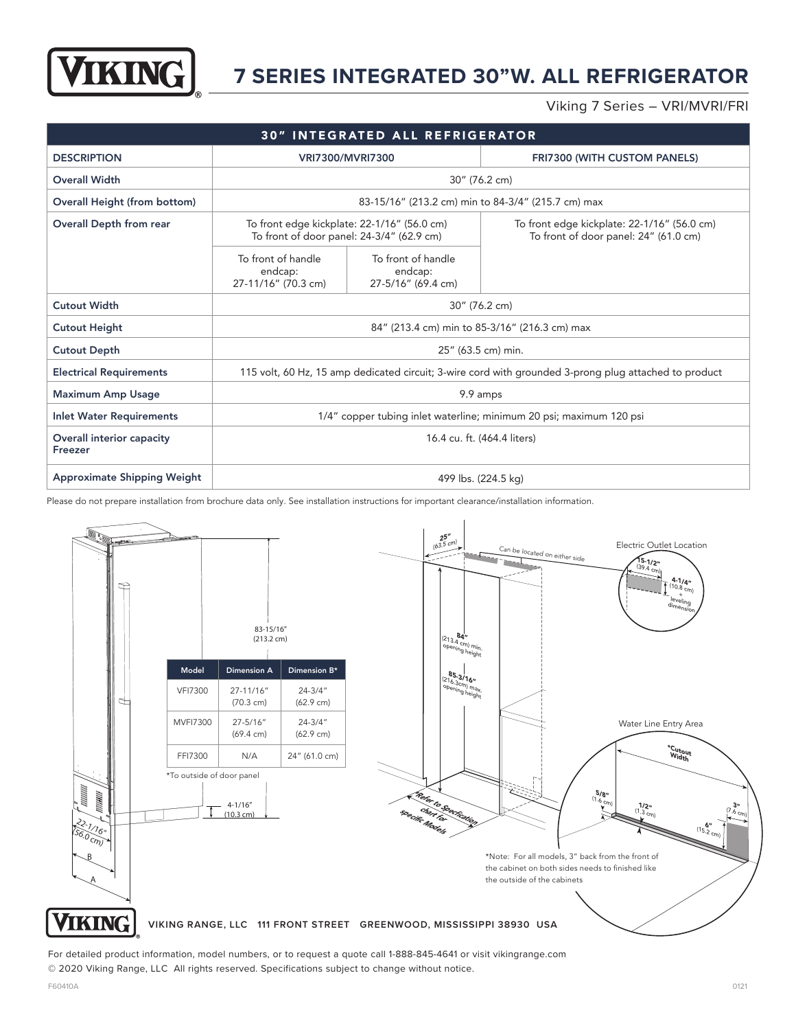# 7 SERIES INTEGRATED 30"W. ALL REFRIGERATOR

Viking 7 Series – VRI/MVRI/FRI

| 30" INTEGRATED ALL REFRIGERATOR | | | |
|---|---|---|---|
| **DESCRIPTION** | **VRI7300/MVRI7300** | | **FRI7300 (WITH CUSTOM PANELS)** |
| **Overall Width** | 30" (76.2 cm) | | |
| **Overall Height (from bottom)** | 83-15/16" (213.2 cm) min to 84-3/4" (215.7 cm) max | | |
| **Overall Depth from rear** | To front edge kickplate: 22-1/16" (56.0 cm)<br>To front of door panel: 24-3/4" (62.9 cm) | | To front edge kickplate: 22-1/16" (56.0 cm)<br>To front of door panel: 24" (61.0 cm) |
| | To front of handle endcap: 27-11/16" (70.3 cm) | To front of handle endcap: 27-5/16" (69.4 cm) | |
| **Cutout Width** | 30" (76.2 cm) | | |
| **Cutout Height** | 84" (213.4 cm) min to 85-3/16" (216.3 cm) max | | |
| **Cutout Depth** | 25" (63.5 cm) min. | | |
| **Electrical Requirements** | 115 volt, 60 Hz, 15 amp dedicated circuit; 3-wire cord with grounded 3-prong plug attached to product | | |
| **Maximum Amp Usage** | 9.9 amps | | |
| **Inlet Water Requirements** | 1/4" copper tubing inlet waterline; minimum 20 psi; maximum 120 psi | | |
| **Overall interior capacity Freezer** | 16.4 cu. ft. (464.4 liters) | | |
| **Approximate Shipping Weight** | 499 lbs. (224.5 kg) | | |

Please do not prepare installation from brochure data only. See installation instructions for important clearance/installation information.

83-15/16"
(213.2 cm)

| Model | Dimension A | Dimension B* |
|---|---|---|
| VFI7300 | 27-11/16" (70.3 cm) | 24-3/4" (62.9 cm) |
| MVFI7300 | 27-5/16" (69.4 cm) | 24-3/4" (62.9 cm) |
| FFI7300 | N/A | 24" (61.0 cm) |

*To outside of door panel

4-1/16"
(10.3 cm)

22-1/16"
(56.0 cm)

B

A

25"
(63.5 cm)

Can be located on either side

84"
(213.4 cm) min. opening height

85-3/16"
(216.3cm) max. opening height

*Refer to Specification chart for specific Models

Electric Outlet Location

15-1/2"
(39.4 cm)

4-1/4"
(10.8 cm)
+ leveling dimension

Water Line Entry Area

*Cutout Width

5/8"
(1.6 cm)

1/2"
(1.3 cm)

3"
(7.6 cm)

6"
(15.2 cm)

*Note: For all models, 3" back from the front of the cabinet on both sides needs to finished like the outside of the cabinets

VIKING RANGE, LLC 111 FRONT STREET GREENWOOD, MISSISSIPPI 38930 USA

For detailed product information, model numbers, or to request a quote call 1-888-845-4641 or visit vikingrange.com

© 2020 Viking Range, LLC All rights reserved. Specifications subject to change without notice.

F60410A

0121